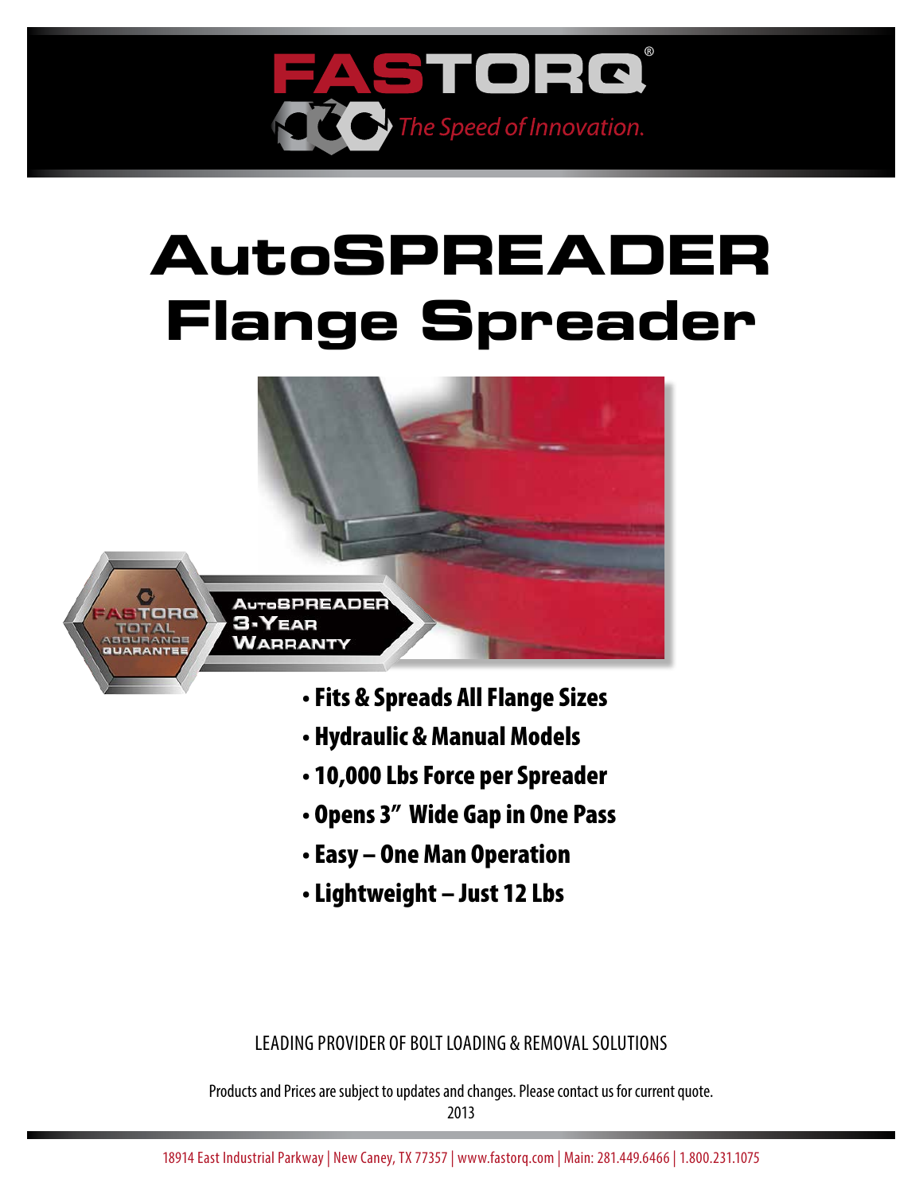FASTORQ®

*The Speed of Innovation.*

# AutoSPREADER Flange Spreader

FASTORQ TOTAL ASSURANCE GUARANTEE

AutoSPREADER 3-Year Warranty

- **Fits & Spreads All Flange Sizes**
- **Hydraulic & Manual Models**
- **10,000 Lbs Force per Spreader**
- **Opens 3" Wide Gap in One Pass**
- **Easy – One Man Operation**
- **Lightweight – Just 12 Lbs**

LEADING PROVIDER OF BOLT LOADING & REMOVAL SOLUTIONS

Products and Prices are subject to updates and changes. Please contact us for current quote.
2013

18914 East Industrial Parkway | New Caney, TX 77357 | www.fastorq.com | Main: 281.449.6466 | 1.800.231.1075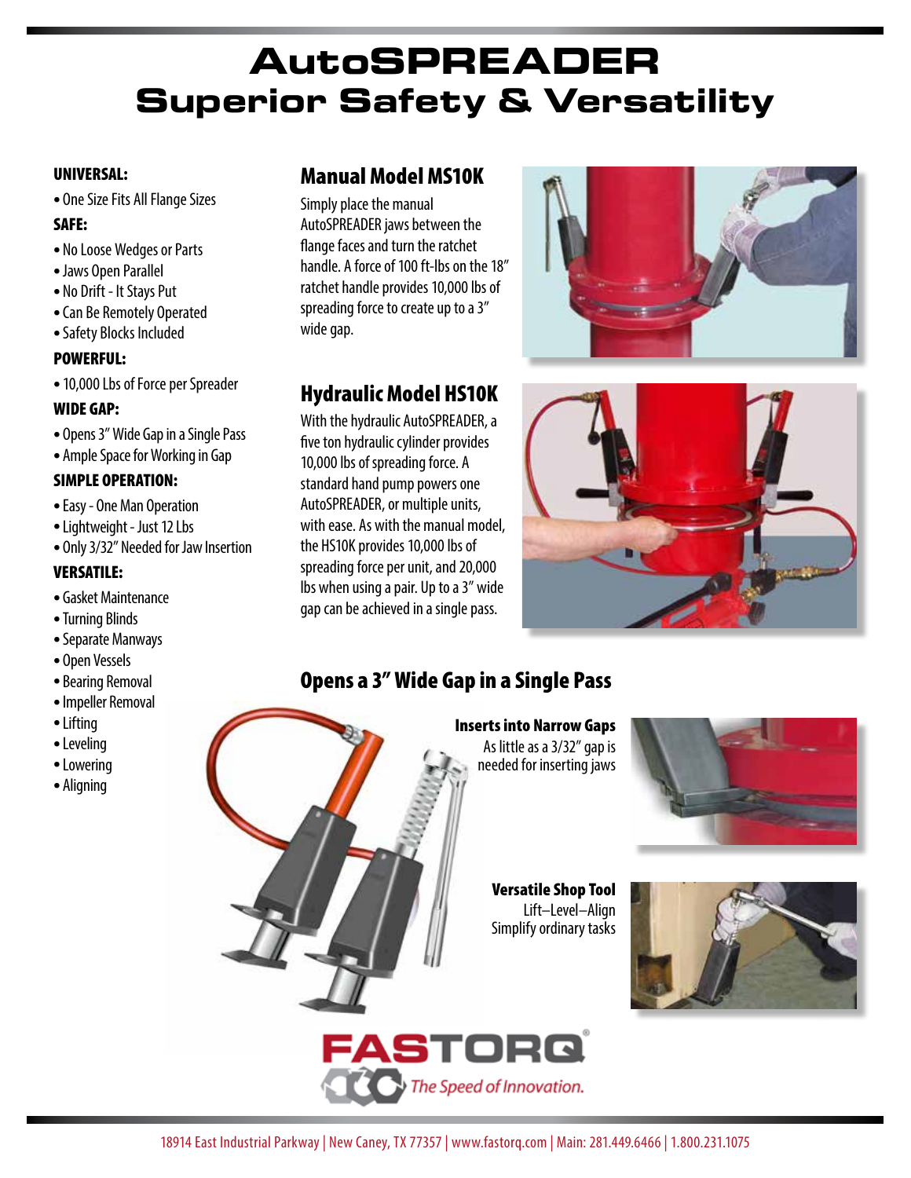# AutoSPREADER
## Superior Safety & Versatility

**UNIVERSAL:**

- One Size Fits All Flange Sizes

**SAFE:**

- No Loose Wedges or Parts
- Jaws Open Parallel
- No Drift - It Stays Put
- Can Be Remotely Operated
- Safety Blocks Included

**POWERFUL:**

- 10,000 Lbs of Force per Spreader

**WIDE GAP:**

- Opens 3" Wide Gap in a Single Pass
- Ample Space for Working in Gap

**SIMPLE OPERATION:**

- Easy - One Man Operation
- Lightweight - Just 12 Lbs
- Only 3/32" Needed for Jaw Insertion

**VERSATILE:**

- Gasket Maintenance
- Turning Blinds
- Separate Manways
- Open Vessels
- Bearing Removal
- Impeller Removal
- Lifting
- Leveling
- Lowering
- Aligning

### Manual Model MS10K

Simply place the manual AutoSPREADER jaws between the flange faces and turn the ratchet handle. A force of 100 ft-lbs on the 18" ratchet handle provides 10,000 lbs of spreading force to create up to a 3" wide gap.

### Hydraulic Model HS10K

With the hydraulic AutoSPREADER, a five ton hydraulic cylinder provides 10,000 lbs of spreading force. A standard hand pump powers one AutoSPREADER, or multiple units, with ease. As with the manual model, the HS10K provides 10,000 lbs of spreading force per unit, and 20,000 lbs when using a pair. Up to a 3" wide gap can be achieved in a single pass.

### Opens a 3" Wide Gap in a Single Pass

**Inserts into Narrow Gaps**
As little as a 3/32" gap is needed for inserting jaws

**Versatile Shop Tool**
Lift–Level–Align
Simplify ordinary tasks

FASTORQ® *The Speed of Innovation.*

18914 East Industrial Parkway | New Caney, TX 77357 | www.fastorq.com | Main: 281.449.6466 | 1.800.231.1075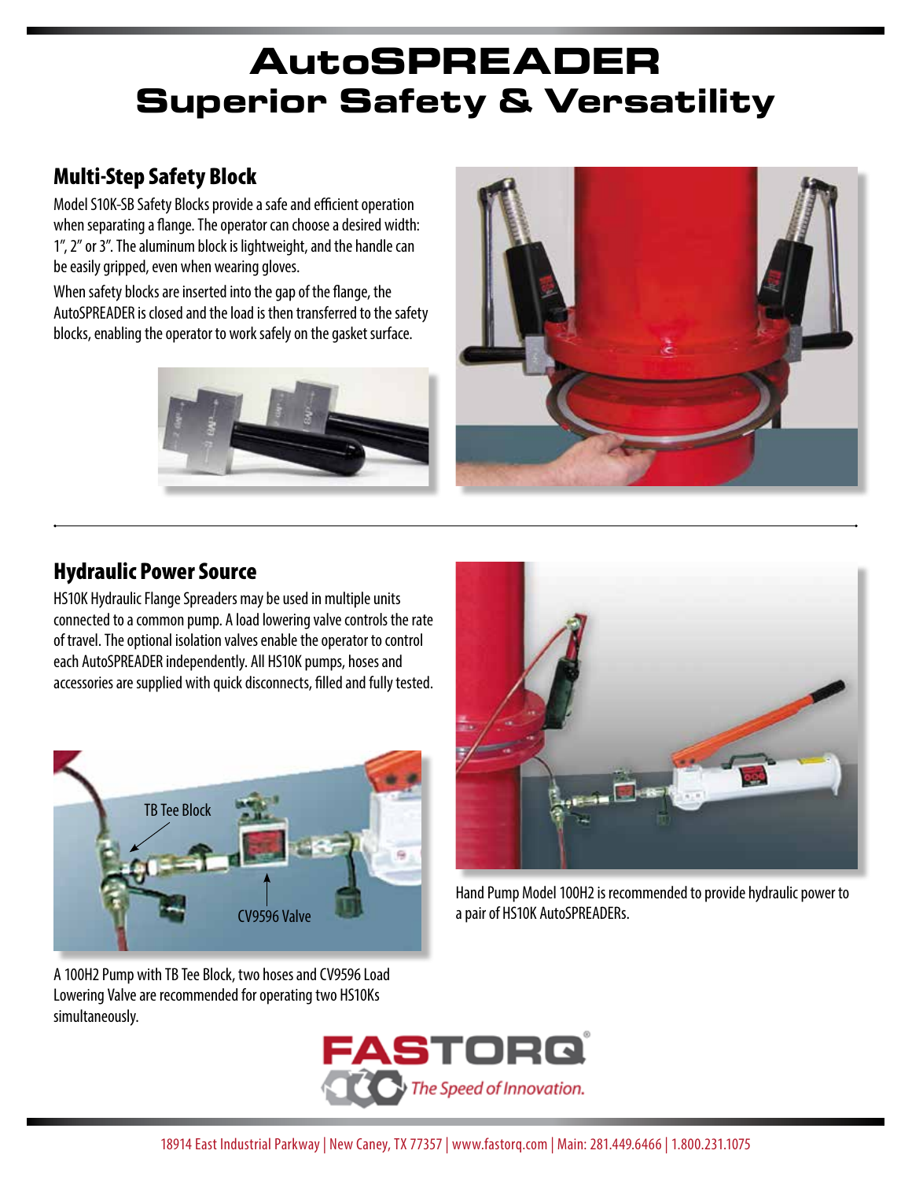# AutoSPREADER
# Superior Safety & Versatility

## Multi-Step Safety Block

Model S10K-SB Safety Blocks provide a safe and efficient operation when separating a flange. The operator can choose a desired width: 1", 2" or 3". The aluminum block is lightweight, and the handle can be easily gripped, even when wearing gloves.

When safety blocks are inserted into the gap of the flange, the AutoSPREADER is closed and the load is then transferred to the safety blocks, enabling the operator to work safely on the gasket surface.

## Hydraulic Power Source

HS10K Hydraulic Flange Spreaders may be used in multiple units connected to a common pump. A load lowering valve controls the rate of travel. The optional isolation valves enable the operator to control each AutoSPREADER independently. All HS10K pumps, hoses and accessories are supplied with quick disconnects, filled and fully tested.

TB Tee Block

CV9596 Valve

A 100H2 Pump with TB Tee Block, two hoses and CV9596 Load Lowering Valve are recommended for operating two HS10Ks simultaneously.

Hand Pump Model 100H2 is recommended to provide hydraulic power to a pair of HS10K AutoSPREADERs.

FASTORQ® The Speed of Innovation.

18914 East Industrial Parkway | New Caney, TX 77357 | www.fastorq.com | Main: 281.449.6466 | 1.800.231.1075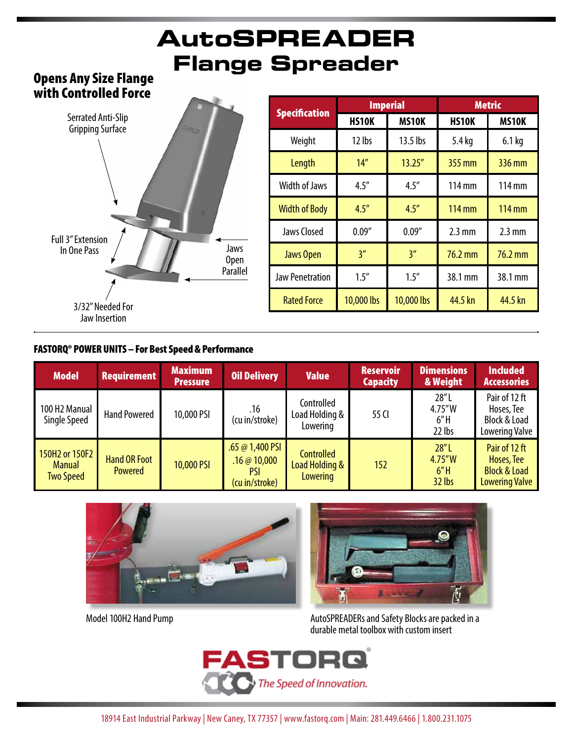# AutoSPREADER Flange Spreader

## Opens Any Size Flange with Controlled Force

Serrated Anti-Slip Gripping Surface

Full 3" Extension In One Pass

Jaws Open Parallel

3/32" Needed For Jaw Insertion

| Specification | Imperial | | Metric | |
|---|---|---|---|---|
| | HS10K | MS10K | HS10K | MS10K |
| Weight | 12 lbs | 13.5 lbs | 5.4 kg | 6.1 kg |
| Length | 14" | 13.25" | 355 mm | 336 mm |
| Width of Jaws | 4.5" | 4.5" | 114 mm | 114 mm |
| Width of Body | 4.5" | 4.5" | 114 mm | 114 mm |
| Jaws Closed | 0.09" | 0.09" | 2.3 mm | 2.3 mm |
| Jaws Open | 3" | 3" | 76.2 mm | 76.2 mm |
| Jaw Penetration | 1.5" | 1.5" | 38.1 mm | 38.1 mm |
| Rated Force | 10,000 lbs | 10,000 lbs | 44.5 kn | 44.5 kn |

### FASTORQ® POWER UNITS – For Best Speed & Performance

| Model | Requirement | Maximum Pressure | Oil Delivery | Value | Reservoir Capacity | Dimensions & Weight | Included Accessories |
|---|---|---|---|---|---|---|---|
| 100 H2 Manual Single Speed | Hand Powered | 10,000 PSI | .16 (cu in/stroke) | Controlled Load Holding & Lowering | 55 CI | 28" L 4.75" W 6" H 22 lbs | Pair of 12 ft Hoses, Tee Block & Load Lowering Valve |
| 150H2 or 150F2 Manual Two Speed | Hand OR Foot Powered | 10,000 PSI | .65 @ 1,400 PSI .16 @ 10,000 PSI (cu in/stroke) | Controlled Load Holding & Lowering | 152 | 28" L 4.75" W 6" H 32 lbs | Pair of 12 ft Hoses, Tee Block & Load Lowering Valve |

Model 100H2 Hand Pump

AutoSPREADERs and Safety Blocks are packed in a durable metal toolbox with custom insert

FASTORQ® The Speed of Innovation.

18914 East Industrial Parkway | New Caney, TX 77357 | www.fastorq.com | Main: 281.449.6466 | 1.800.231.1075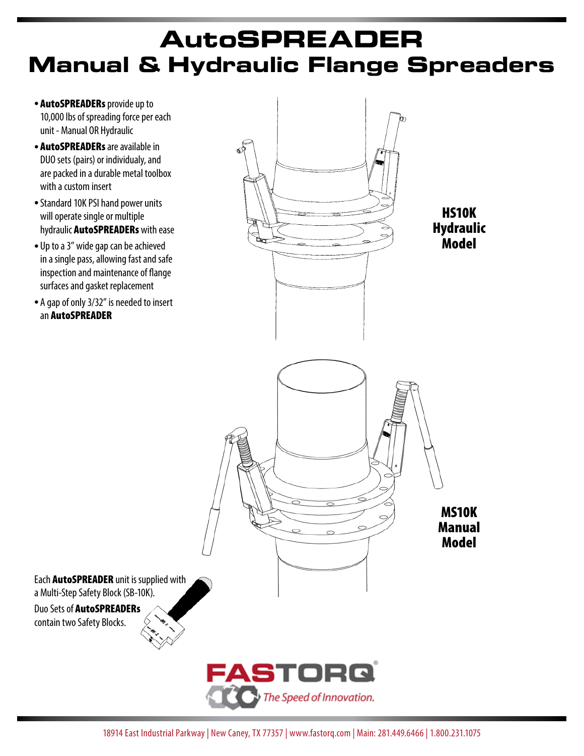# AutoSPREADER
# Manual & Hydraulic Flange Spreaders

- **AutoSPREADERs** provide up to 10,000 lbs of spreading force per each unit - Manual OR Hydraulic
- **AutoSPREADERs** are available in DUO sets (pairs) or individualy, and are packed in a durable metal toolbox with a custom insert
- Standard 10K PSI hand power units will operate single or multiple hydraulic **AutoSPREADERs** with ease
- Up to a 3" wide gap can be achieved in a single pass, allowing fast and safe inspection and maintenance of flange surfaces and gasket replacement
- A gap of only 3/32" is needed to insert an **AutoSPREADER**

**HS10K Hydraulic Model**

**MS10K Manual Model**

Each **AutoSPREADER** unit is supplied with a Multi-Step Safety Block (SB-10K).

Duo Sets of **AutoSPREADERs** contain two Safety Blocks.

FASTORQ *The Speed of Innovation.*

18914 East Industrial Parkway | New Caney, TX 77357 | www.fastorq.com | Main: 281.449.6466 | 1.800.231.1075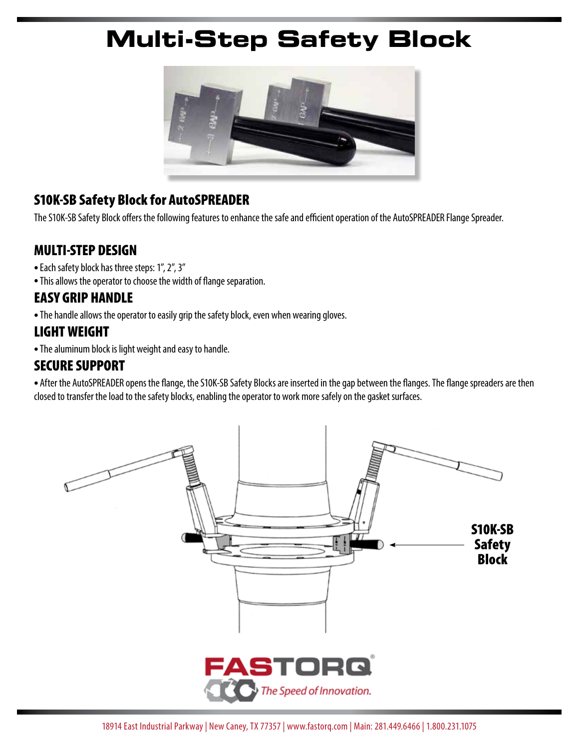# Multi-Step Safety Block

## S10K-SB Safety Block for AutoSPREADER

The S10K-SB Safety Block offers the following features to enhance the safe and efficient operation of the AutoSPREADER Flange Spreader.

### MULTI-STEP DESIGN

- Each safety block has three steps: 1", 2", 3"
- This allows the operator to choose the width of flange separation.

### EASY GRIP HANDLE

- The handle allows the operator to easily grip the safety block, even when wearing gloves.

### LIGHT WEIGHT

- The aluminum block is light weight and easy to handle.

### SECURE SUPPORT

- After the AutoSPREADER opens the flange, the S10K-SB Safety Blocks are inserted in the gap between the flanges. The flange spreaders are then closed to transfer the load to the safety blocks, enabling the operator to work more safely on the gasket surfaces.

S10K-SB Safety Block

FASTORQ®
The Speed of Innovation.

18914 East Industrial Parkway | New Caney, TX 77357 | www.fastorq.com | Main: 281.449.6466 | 1.800.231.1075